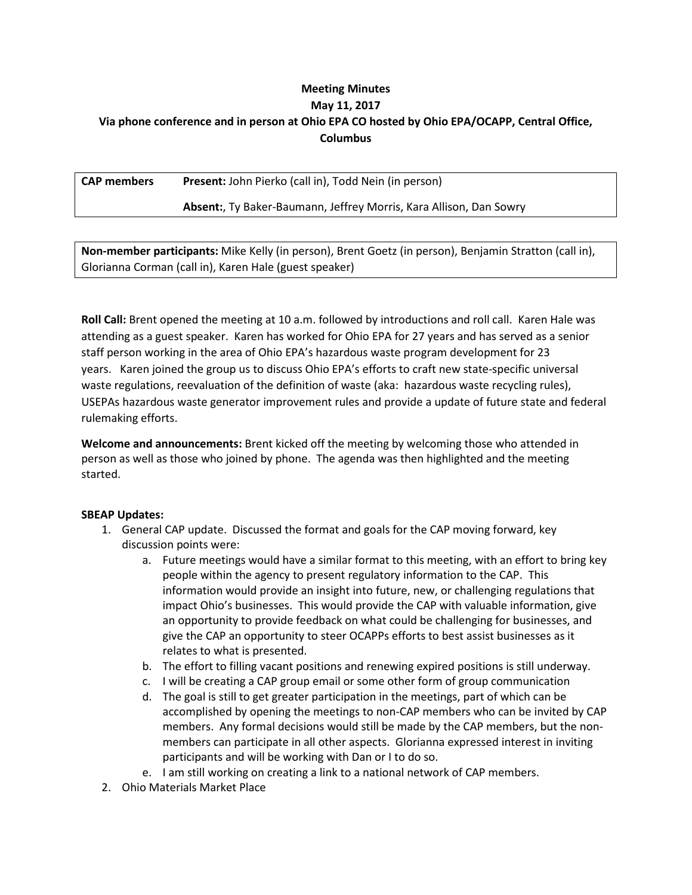**Meeting Minutes**
**May 11, 2017**
**Via phone conference and in person at Ohio EPA CO hosted by Ohio EPA/OCAPP, Central Office, Columbus**

| **CAP members** | **Present:** John Pierko (call in), Todd Nein (in person) |
| --- | --- |
| | **Absent:**, Ty Baker-Baumann, Jeffrey Morris, Kara Allison, Dan Sowry |

| **Non-member participants:** Mike Kelly (in person), Brent Goetz (in person), Benjamin Stratton (call in), Glorianna Corman (call in), Karen Hale (guest speaker) |
| --- |

**Roll Call:** Brent opened the meeting at 10 a.m. followed by introductions and roll call. Karen Hale was attending as a guest speaker. Karen has worked for Ohio EPA for 27 years and has served as a senior staff person working in the area of Ohio EPA's hazardous waste program development for 23 years. Karen joined the group us to discuss Ohio EPA's efforts to craft new state-specific universal waste regulations, reevaluation of the definition of waste (aka: hazardous waste recycling rules), USEPAs hazardous waste generator improvement rules and provide a update of future state and federal rulemaking efforts.

**Welcome and announcements:** Brent kicked off the meeting by welcoming those who attended in person as well as those who joined by phone. The agenda was then highlighted and the meeting started.

**SBEAP Updates:**

1. General CAP update. Discussed the format and goals for the CAP moving forward, key discussion points were:
    a. Future meetings would have a similar format to this meeting, with an effort to bring key people within the agency to present regulatory information to the CAP. This information would provide an insight into future, new, or challenging regulations that impact Ohio's businesses. This would provide the CAP with valuable information, give an opportunity to provide feedback on what could be challenging for businesses, and give the CAP an opportunity to steer OCAPPs efforts to best assist businesses as it relates to what is presented.
    b. The effort to filling vacant positions and renewing expired positions is still underway.
    c. I will be creating a CAP group email or some other form of group communication
    d. The goal is still to get greater participation in the meetings, part of which can be accomplished by opening the meetings to non-CAP members who can be invited by CAP members. Any formal decisions would still be made by the CAP members, but the non-members can participate in all other aspects. Glorianna expressed interest in inviting participants and will be working with Dan or I to do so.
    e. I am still working on creating a link to a national network of CAP members.
2. Ohio Materials Market Place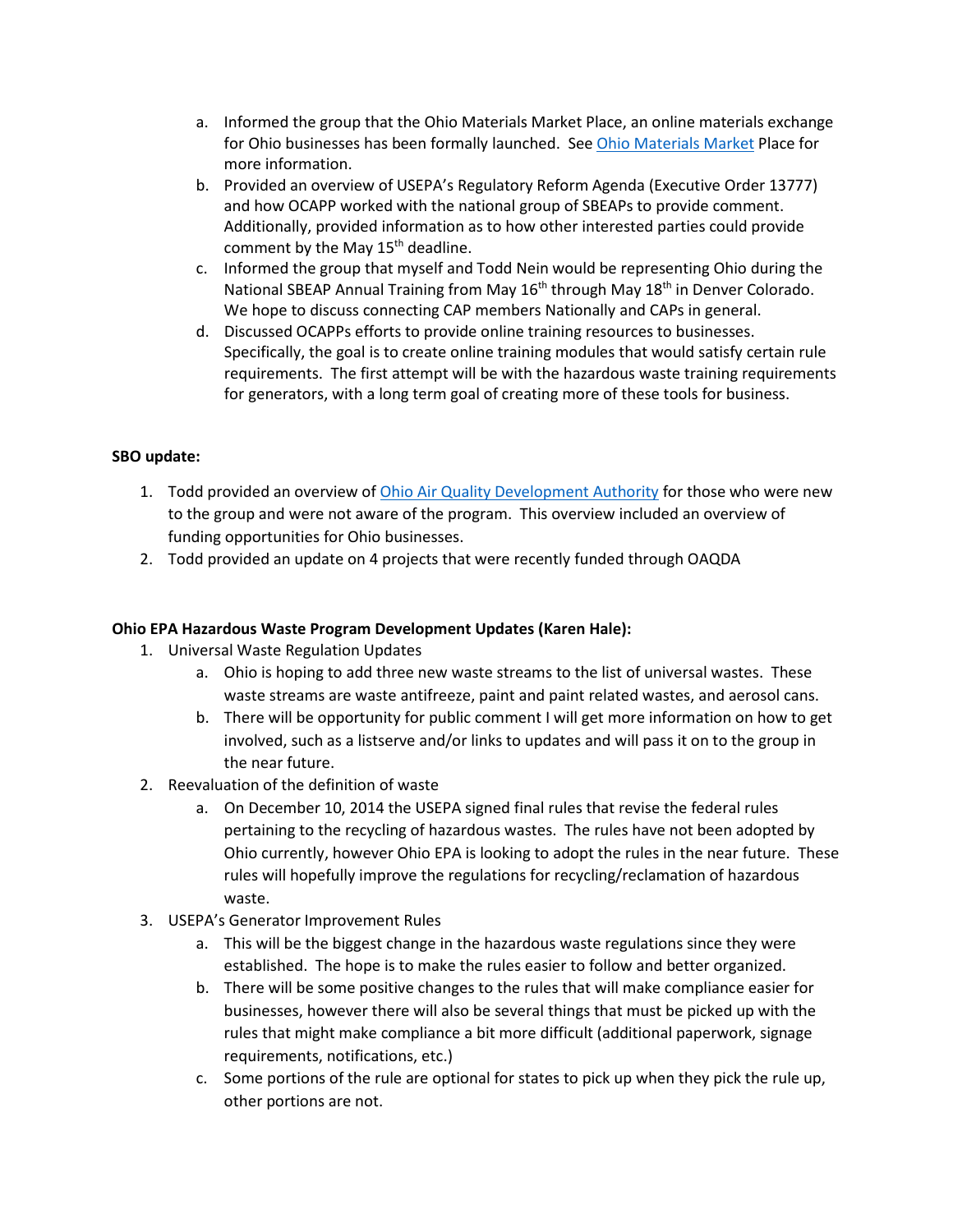a. Informed the group that the Ohio Materials Market Place, an online materials exchange for Ohio businesses has been formally launched. See Ohio Materials Market Place for more information.
b. Provided an overview of USEPA's Regulatory Reform Agenda (Executive Order 13777) and how OCAPP worked with the national group of SBEAPs to provide comment. Additionally, provided information as to how other interested parties could provide comment by the May 15th deadline.
c. Informed the group that myself and Todd Nein would be representing Ohio during the National SBEAP Annual Training from May 16th through May 18th in Denver Colorado. We hope to discuss connecting CAP members Nationally and CAPs in general.
d. Discussed OCAPPs efforts to provide online training resources to businesses. Specifically, the goal is to create online training modules that would satisfy certain rule requirements. The first attempt will be with the hazardous waste training requirements for generators, with a long term goal of creating more of these tools for business.

**SBO update:**

1. Todd provided an overview of Ohio Air Quality Development Authority for those who were new to the group and were not aware of the program. This overview included an overview of funding opportunities for Ohio businesses.
2. Todd provided an update on 4 projects that were recently funded through OAQDA

**Ohio EPA Hazardous Waste Program Development Updates (Karen Hale):**

1. Universal Waste Regulation Updates
   a. Ohio is hoping to add three new waste streams to the list of universal wastes. These waste streams are waste antifreeze, paint and paint related wastes, and aerosol cans.
   b. There will be opportunity for public comment I will get more information on how to get involved, such as a listserve and/or links to updates and will pass it on to the group in the near future.
2. Reevaluation of the definition of waste
   a. On December 10, 2014 the USEPA signed final rules that revise the federal rules pertaining to the recycling of hazardous wastes. The rules have not been adopted by Ohio currently, however Ohio EPA is looking to adopt the rules in the near future. These rules will hopefully improve the regulations for recycling/reclamation of hazardous waste.
3. USEPA's Generator Improvement Rules
   a. This will be the biggest change in the hazardous waste regulations since they were established. The hope is to make the rules easier to follow and better organized.
   b. There will be some positive changes to the rules that will make compliance easier for businesses, however there will also be several things that must be picked up with the rules that might make compliance a bit more difficult (additional paperwork, signage requirements, notifications, etc.)
   c. Some portions of the rule are optional for states to pick up when they pick the rule up, other portions are not.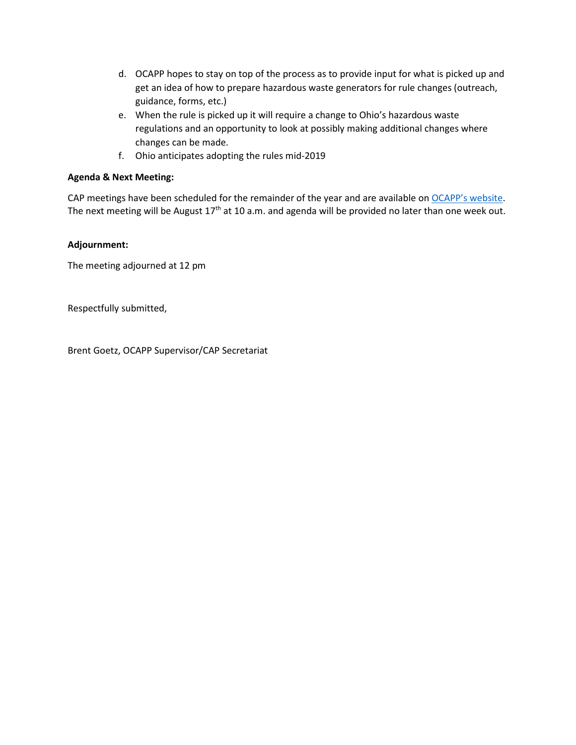d. OCAPP hopes to stay on top of the process as to provide input for what is picked up and get an idea of how to prepare hazardous waste generators for rule changes (outreach, guidance, forms, etc.)
e. When the rule is picked up it will require a change to Ohio's hazardous waste regulations and an opportunity to look at possibly making additional changes where changes can be made.
f. Ohio anticipates adopting the rules mid-2019

**Agenda & Next Meeting:**

CAP meetings have been scheduled for the remainder of the year and are available on [OCAPP's website](). The next meeting will be August 17th at 10 a.m. and agenda will be provided no later than one week out.

**Adjournment:**

The meeting adjourned at 12 pm

Respectfully submitted,

Brent Goetz, OCAPP Supervisor/CAP Secretariat